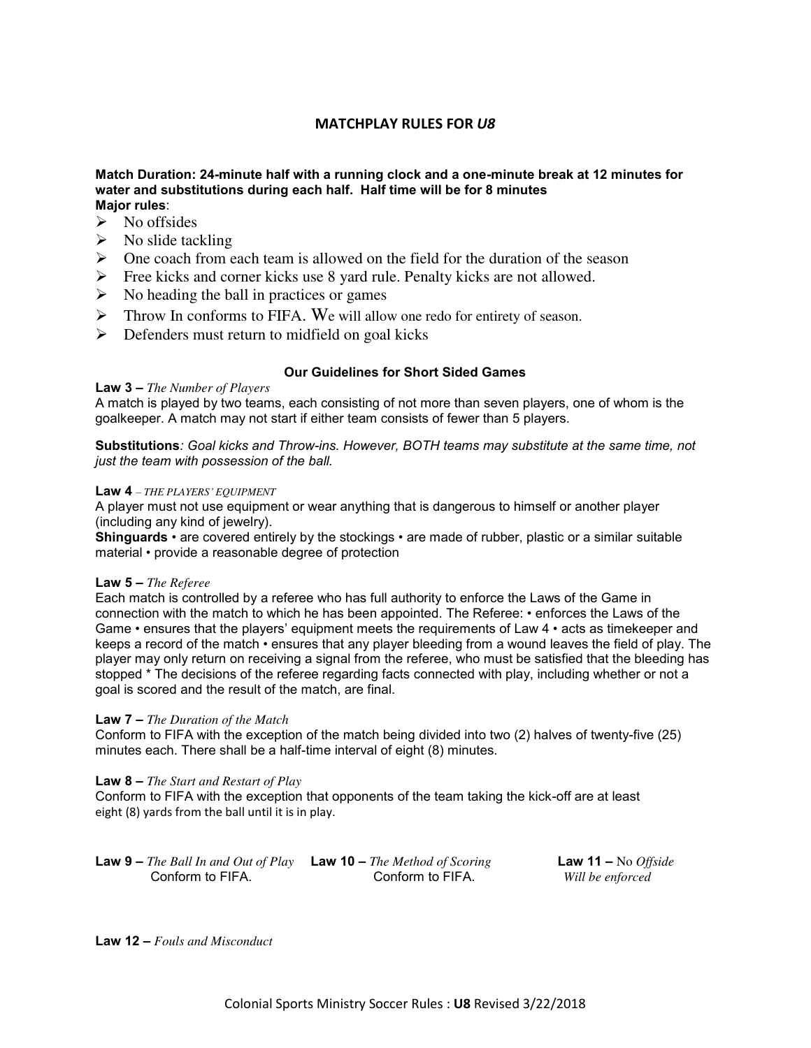## MATCHPLAY RULES FOR *U8*

**Match Duration: 24-minute half with a running clock and a one-minute break at 12 minutes for water and substitutions during each half. Half time will be for 8 minutes**
**Major rules**:

- No offsides
- No slide tackling
- One coach from each team is allowed on the field for the duration of the season
- Free kicks and corner kicks use 8 yard rule. Penalty kicks are not allowed.
- No heading the ball in practices or games
- Throw In conforms to FIFA. We will allow one redo for entirety of season.
- Defenders must return to midfield on goal kicks

### Our Guidelines for Short Sided Games

**Law 3 –** *The Number of Players*
A match is played by two teams, each consisting of not more than seven players, one of whom is the goalkeeper. A match may not start if either team consists of fewer than 5 players.

**Substitutions***: Goal kicks and Throw-ins. However, BOTH teams may substitute at the same time, not just the team with possession of the ball.*

**Law 4** *– THE PLAYERS' EQUIPMENT*
A player must not use equipment or wear anything that is dangerous to himself or another player (including any kind of jewelry).
**Shinguards** • are covered entirely by the stockings • are made of rubber, plastic or a similar suitable material • provide a reasonable degree of protection

**Law 5 –** *The Referee*
Each match is controlled by a referee who has full authority to enforce the Laws of the Game in connection with the match to which he has been appointed. The Referee: • enforces the Laws of the Game • ensures that the players' equipment meets the requirements of Law 4 • acts as timekeeper and keeps a record of the match • ensures that any player bleeding from a wound leaves the field of play. The player may only return on receiving a signal from the referee, who must be satisfied that the bleeding has stopped * The decisions of the referee regarding facts connected with play, including whether or not a goal is scored and the result of the match, are final.

**Law 7 –** *The Duration of the Match*
Conform to FIFA with the exception of the match being divided into two (2) halves of twenty-five (25) minutes each. There shall be a half-time interval of eight (8) minutes.

**Law 8 –** *The Start and Restart of Play*
Conform to FIFA with the exception that opponents of the team taking the kick-off are at least eight (8) yards from the ball until it is in play.

**Law 9 –** *The Ball In and Out of Play*
Conform to FIFA.

**Law 10 –** *The Method of Scoring*
Conform to FIFA.

**Law 11 –** No *Offside Will be enforced*

**Law 12 –** *Fouls and Misconduct*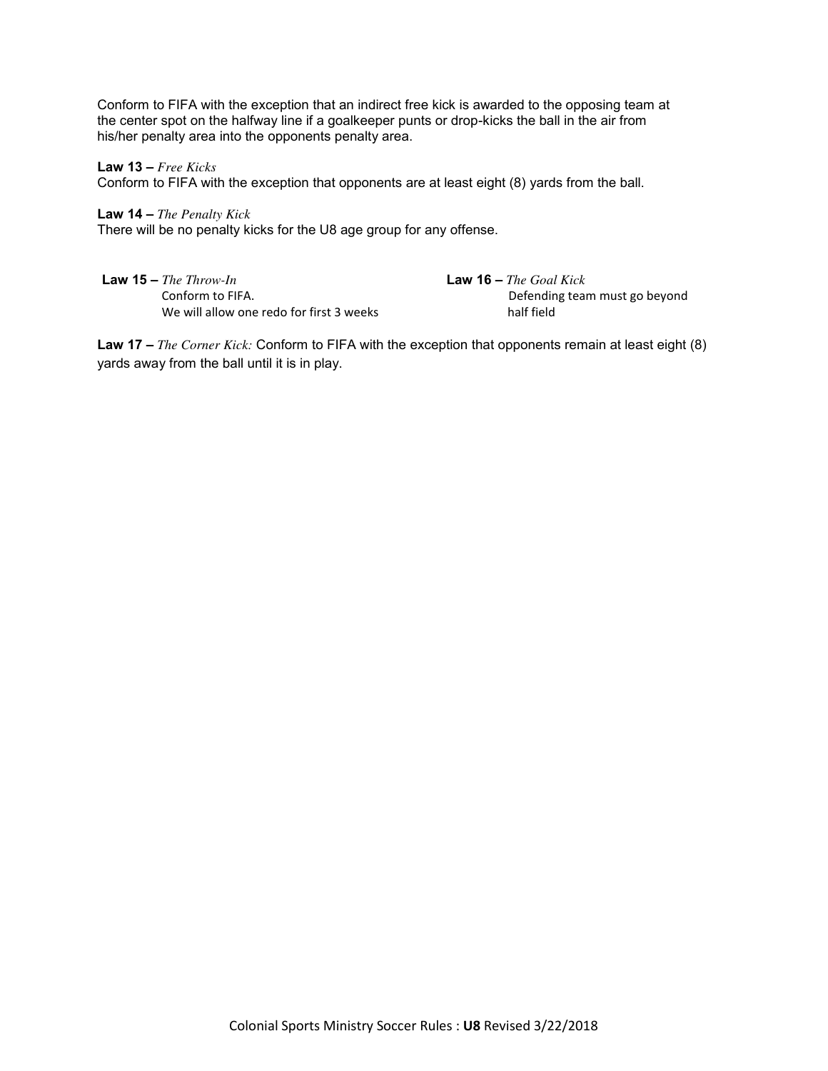Conform to FIFA with the exception that an indirect free kick is awarded to the opposing team at the center spot on the halfway line if a goalkeeper punts or drop-kicks the ball in the air from his/her penalty area into the opponents penalty area.

**Law 13 –** *Free Kicks*
Conform to FIFA with the exception that opponents are at least eight (8) yards from the ball.

**Law 14 –** *The Penalty Kick*
There will be no penalty kicks for the U8 age group for any offense.

**Law 15 –** *The Throw-In*
Conform to FIFA.
We will allow one redo for first 3 weeks

**Law 16 –** *The Goal Kick*
Defending team must go beyond half field

**Law 17 –** *The Corner Kick:* Conform to FIFA with the exception that opponents remain at least eight (8) yards away from the ball until it is in play.